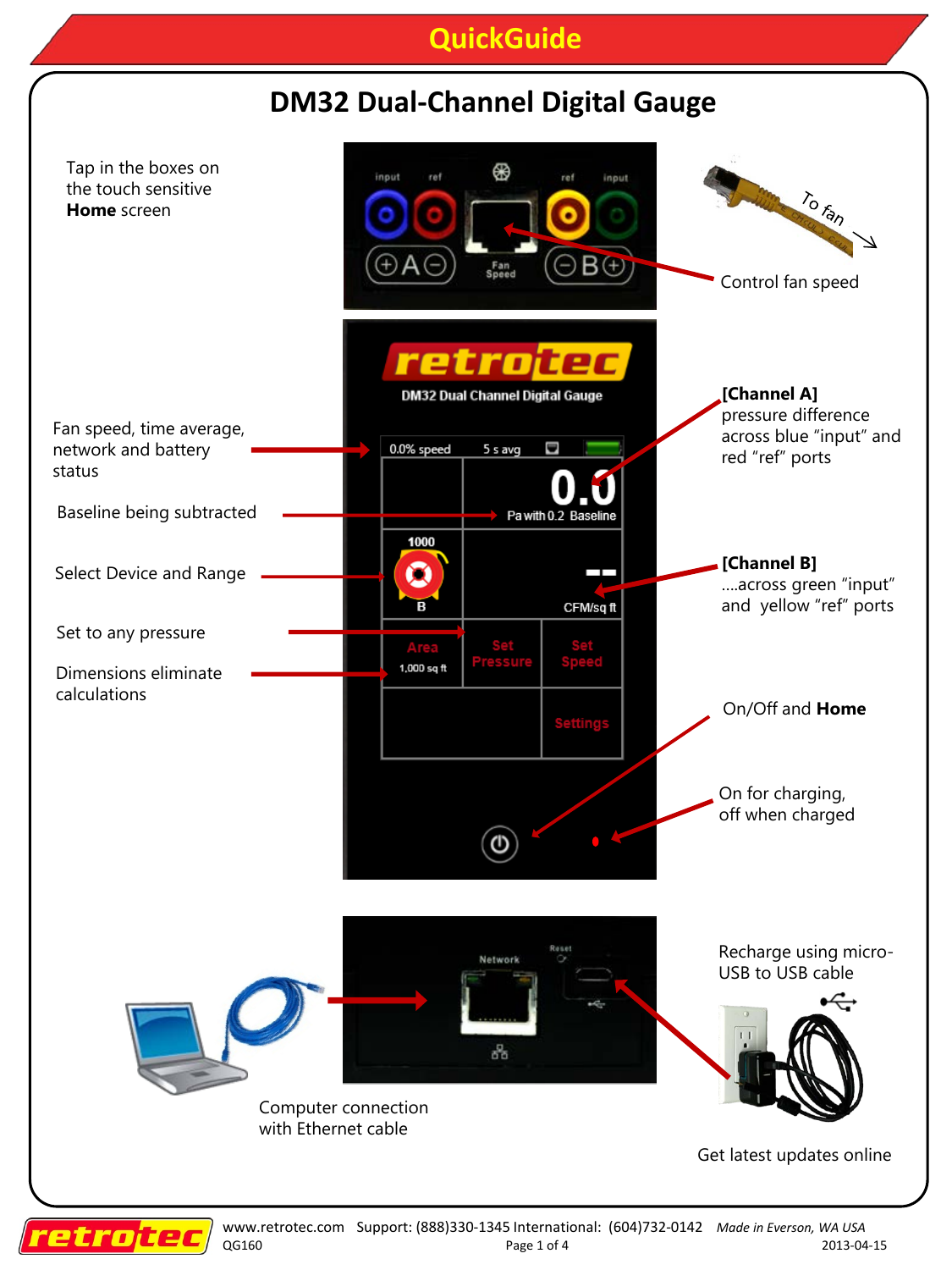# QuickGuide

## DM32 Dual-Channel Digital Gauge

Tap in the boxes on the touch sensitive **Home** screen

Control fan speed

Fan speed, time average, network and battery status

Baseline being subtracted

Select Device and Range

Set to any pressure

Dimensions eliminate calculations

**[Channel A]** pressure difference across blue "input" and red "ref" ports

**[Channel B]** ....across green "input" and yellow "ref" ports

On/Off and **Home**

On for charging, off when charged

Recharge using micro-USB to USB cable

Computer connection with Ethernet cable

Get latest updates online

www.retrotec.com Support: (888)330-1345 International: (604)732-0142 *Made in Everson, WA USA*

QG160 2013-04-15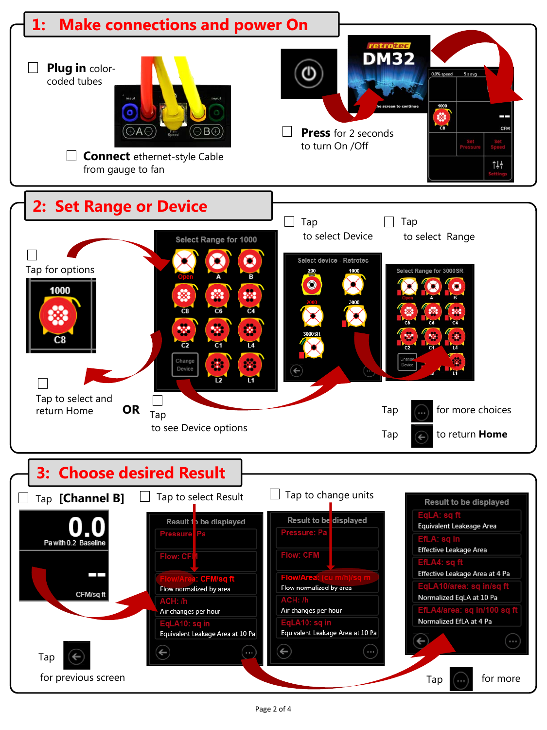## 1: Make connections and power On

☐ **Plug in** color-coded tubes

☐ **Connect** ethernet-style Cable from gauge to fan

☐ **Press** for 2 seconds to turn On /Off

## 2: Set Range or Device

☐ Tap for options

☐ Tap to select and return Home

**OR** ☐ Tap to see Device options

☐ Tap to select Device

☐ Tap to select Range

Tap for more choices

Tap to return **Home**

## 3: Choose desired Result

☐ Tap **[Channel B]**

☐ Tap to select Result

☐ Tap to change units

Tap for previous screen

Tap for more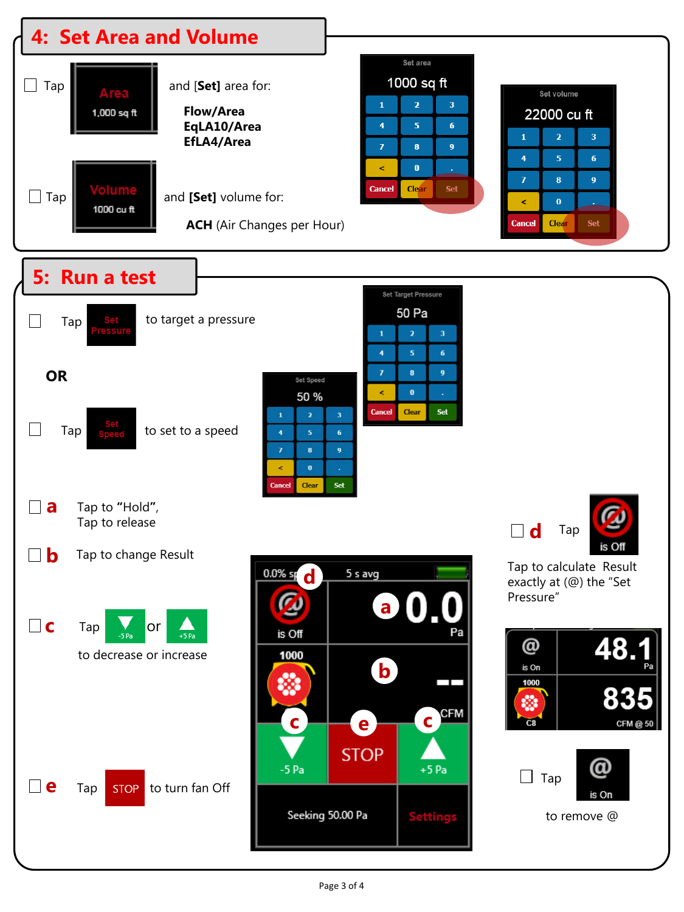## 4: Set Area and Volume

- [ ] Tap **Area** (1,000 sq ft) and **[Set]** area for:

  **Flow/Area**
  **EqLA10/Area**
  **EfLA4/Area**

- [ ] Tap **Volume** (1000 cu ft) and **[Set]** volume for:

  **ACH** (Air Changes per Hour)

## 5: Run a test

- [ ] Tap **Set Pressure** to target a pressure

**OR**

- [ ] Tap **Set Speed** to set to a speed

- [ ] **a** Tap to “Hold”, Tap to release

- [ ] **b** Tap to change Result

- [ ] **c** Tap ▼ -5 Pa or ▲ +5 Pa to decrease or increase

- [ ] **e** Tap **STOP** to turn fan Off

- [ ] **d** Tap **@ is Off**

  Tap to calculate Result exactly at (@) the “Set Pressure”

- [ ] Tap **@ is On** to remove @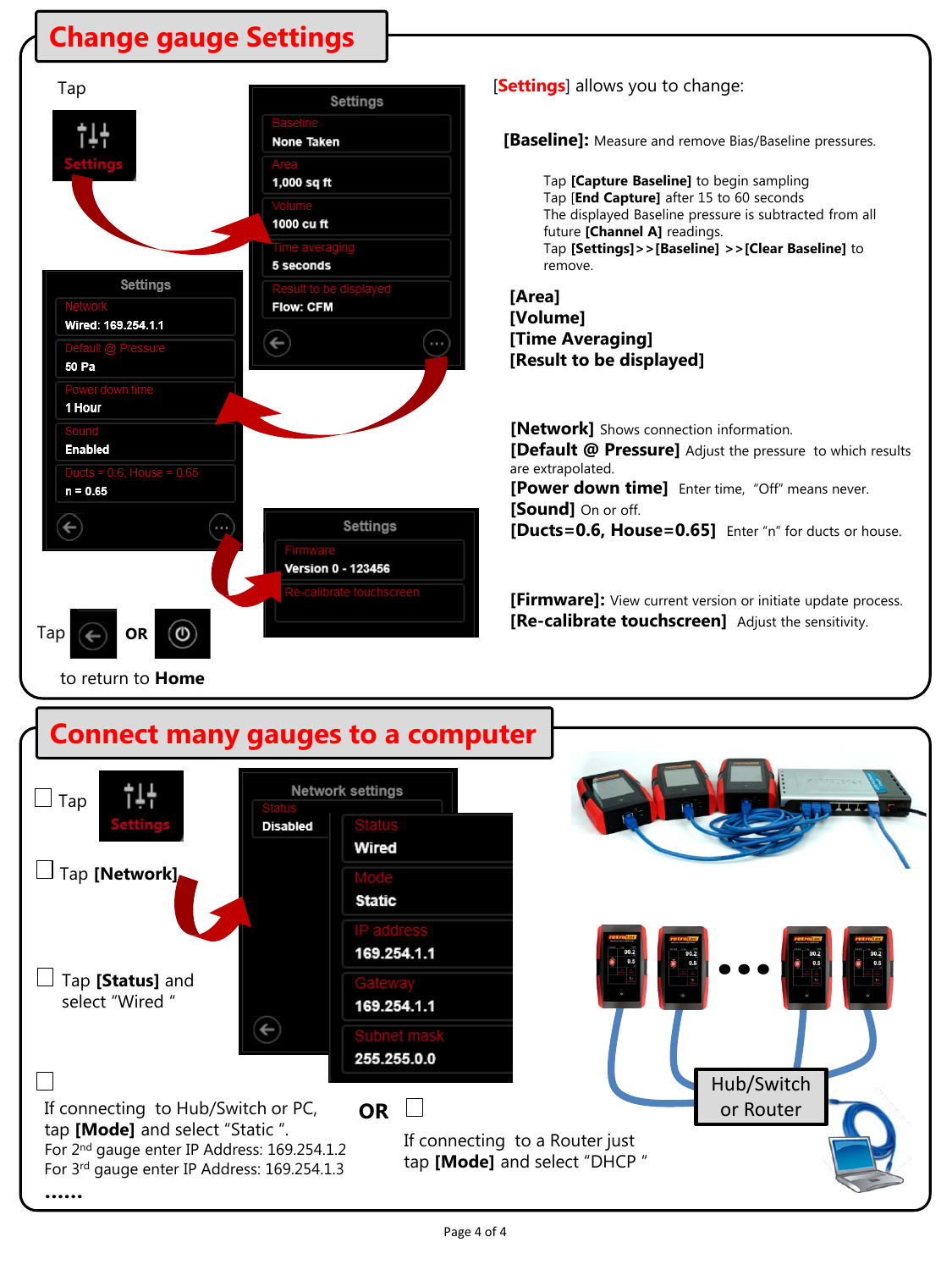# Change gauge Settings

Tap

Settings

| Settings |
|---|
| Baseline |
| None Taken |
| Area |
| 1,000 sq ft |
| Volume |
| 1000 cu ft |
| Time averaging |
| 5 seconds |
| Result to be displayed |
| Flow: CFM |

| Settings |
|---|
| Network |
| Wired: 169.254.1.1 |
| Default @ Pressure |
| 50 Pa |
| Power down time |
| 1 Hour |
| Sound |
| Enabled |
| Ducts = 0.6, House = 0.65 |
| n = 0.65 |

| Settings |
|---|
| Firmware |
| Version 0 - 123456 |
| Re-calibrate touchscreen |

Tap OR to return to **Home**

[**Settings**] allows you to change:

**[Baseline]:** Measure and remove Bias/Baseline pressures.

Tap **[Capture Baseline]** to begin sampling
Tap [**End Capture]** after 15 to 60 seconds
The displayed Baseline pressure is subtracted from all future **[Channel A]** readings.
Tap **[Settings]>>[Baseline] >>[Clear Baseline]** to remove.

**[Area]**
**[Volume]**
**[Time Averaging]**
**[Result to be displayed]**

**[Network]** Shows connection information.
**[Default @ Pressure]** Adjust the pressure to which results are extrapolated.
**[Power down time]** Enter time, "Off" means never.
**[Sound]** On or off.
**[Ducts=0.6, House=0.65]** Enter "n" for ducts or house.

**[Firmware]:** View current version or initiate update process.
**[Re-calibrate touchscreen]** Adjust the sensitivity.

# Connect many gauges to a computer

☐ Tap Settings

☐ Tap **[Network]**

☐ Tap **[Status]** and select "Wired "

| Network settings |
|---|
| Status |
| Disabled |

| |
|---|
| Status |
| Wired |
| Mode |
| Static |
| IP address |
| 169.254.1.1 |
| Gateway |
| 169.254.1.1 |
| Subnet mask |
| 255.255.0.0 |

☐
If connecting to Hub/Switch or PC, tap **[Mode]** and select "Static ".
For 2nd gauge enter IP Address: 169.254.1.2
For 3rd gauge enter IP Address: 169.254.1.3
**......**

**OR** ☐
If connecting to a Router just tap **[Mode]** and select "DHCP "

Hub/Switch or Router